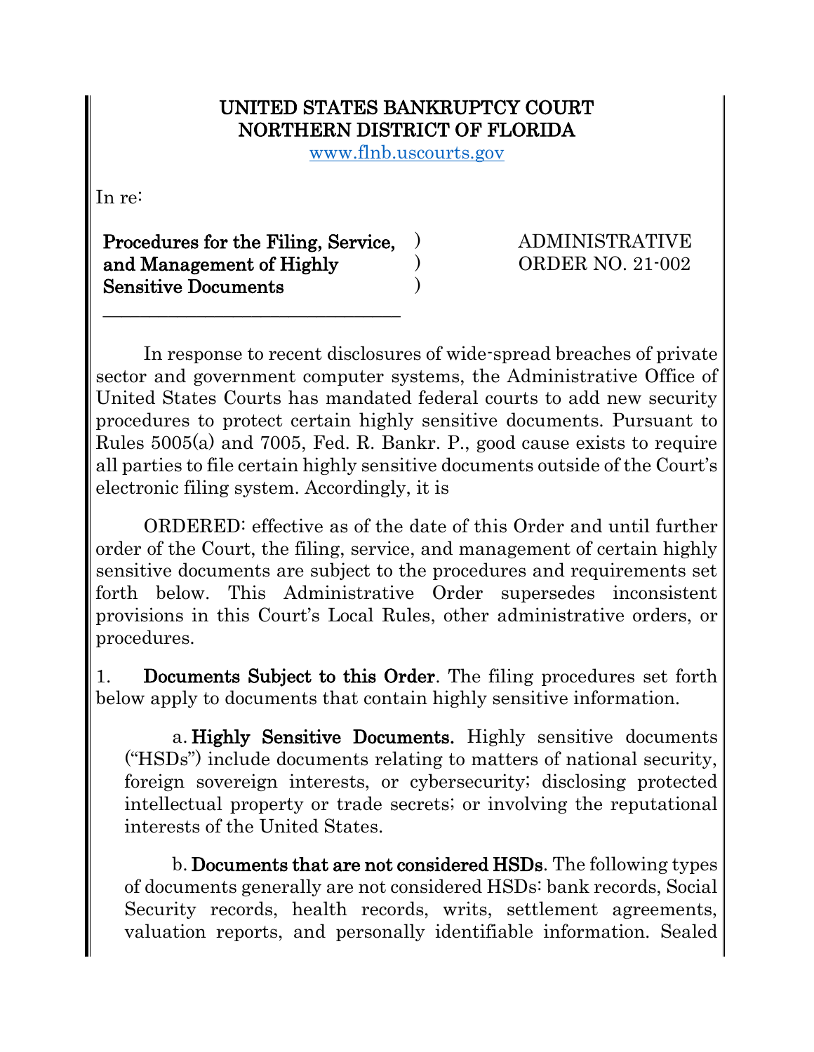# UNITED STATES BANKRUPTCY COURT
# NORTHERN DISTRICT OF FLORIDA

www.flnb.uscourts.gov

In re:

| | | |
|---|---|---|
| **Procedures for the Filing, Service, and Management of Highly Sensitive Documents** | ) ) ) | ADMINISTRATIVE ORDER NO. 21-002 |

In response to recent disclosures of wide-spread breaches of private sector and government computer systems, the Administrative Office of United States Courts has mandated federal courts to add new security procedures to protect certain highly sensitive documents. Pursuant to Rules 5005(a) and 7005, Fed. R. Bankr. P., good cause exists to require all parties to file certain highly sensitive documents outside of the Court's electronic filing system. Accordingly, it is

ORDERED: effective as of the date of this Order and until further order of the Court, the filing, service, and management of certain highly sensitive documents are subject to the procedures and requirements set forth below. This Administrative Order supersedes inconsistent provisions in this Court's Local Rules, other administrative orders, or procedures.

1. **Documents Subject to this Order**. The filing procedures set forth below apply to documents that contain highly sensitive information.

a. **Highly Sensitive Documents.** Highly sensitive documents ("HSDs") include documents relating to matters of national security, foreign sovereign interests, or cybersecurity; disclosing protected intellectual property or trade secrets; or involving the reputational interests of the United States.

b. **Documents that are not considered HSDs**. The following types of documents generally are not considered HSDs: bank records, Social Security records, health records, writs, settlement agreements, valuation reports, and personally identifiable information. Sealed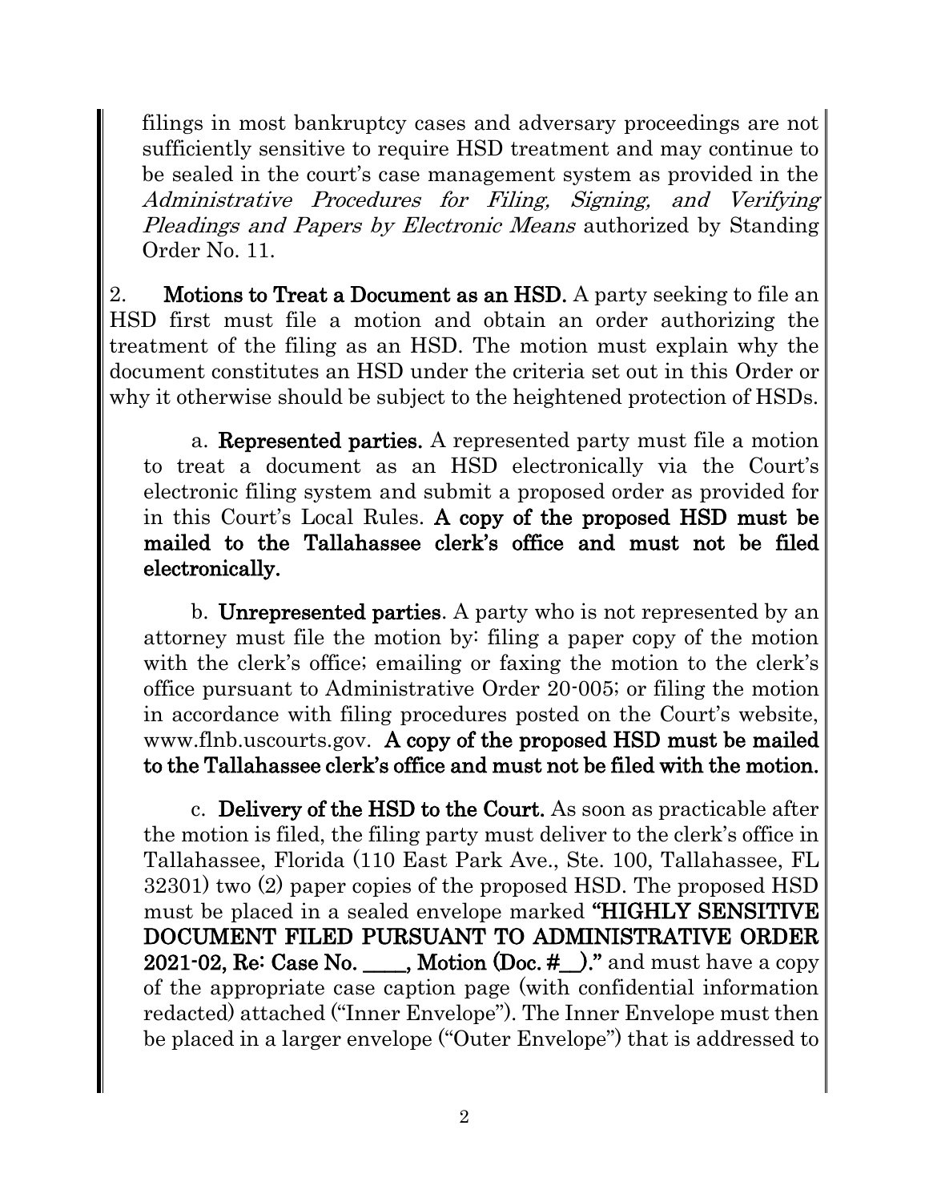filings in most bankruptcy cases and adversary proceedings are not sufficiently sensitive to require HSD treatment and may continue to be sealed in the court's case management system as provided in the *Administrative Procedures for Filing, Signing, and Verifying Pleadings and Papers by Electronic Means* authorized by Standing Order No. 11.

2. **Motions to Treat a Document as an HSD.** A party seeking to file an HSD first must file a motion and obtain an order authorizing the treatment of the filing as an HSD. The motion must explain why the document constitutes an HSD under the criteria set out in this Order or why it otherwise should be subject to the heightened protection of HSDs.

a. **Represented parties.** A represented party must file a motion to treat a document as an HSD electronically via the Court's electronic filing system and submit a proposed order as provided for in this Court's Local Rules. **A copy of the proposed HSD must be mailed to the Tallahassee clerk's office and must not be filed electronically.**

b. **Unrepresented parties**. A party who is not represented by an attorney must file the motion by: filing a paper copy of the motion with the clerk's office; emailing or faxing the motion to the clerk's office pursuant to Administrative Order 20-005; or filing the motion in accordance with filing procedures posted on the Court's website, www.flnb.uscourts.gov. **A copy of the proposed HSD must be mailed to the Tallahassee clerk's office and must not be filed with the motion.**

c. **Delivery of the HSD to the Court.** As soon as practicable after the motion is filed, the filing party must deliver to the clerk's office in Tallahassee, Florida (110 East Park Ave., Ste. 100, Tallahassee, FL 32301) two (2) paper copies of the proposed HSD. The proposed HSD must be placed in a sealed envelope marked **"HIGHLY SENSITIVE DOCUMENT FILED PURSUANT TO ADMINISTRATIVE ORDER 2021-02, Re: Case No. \_\_\_\_, Motion (Doc. #\_\_)."** and must have a copy of the appropriate case caption page (with confidential information redacted) attached ("Inner Envelope"). The Inner Envelope must then be placed in a larger envelope ("Outer Envelope") that is addressed to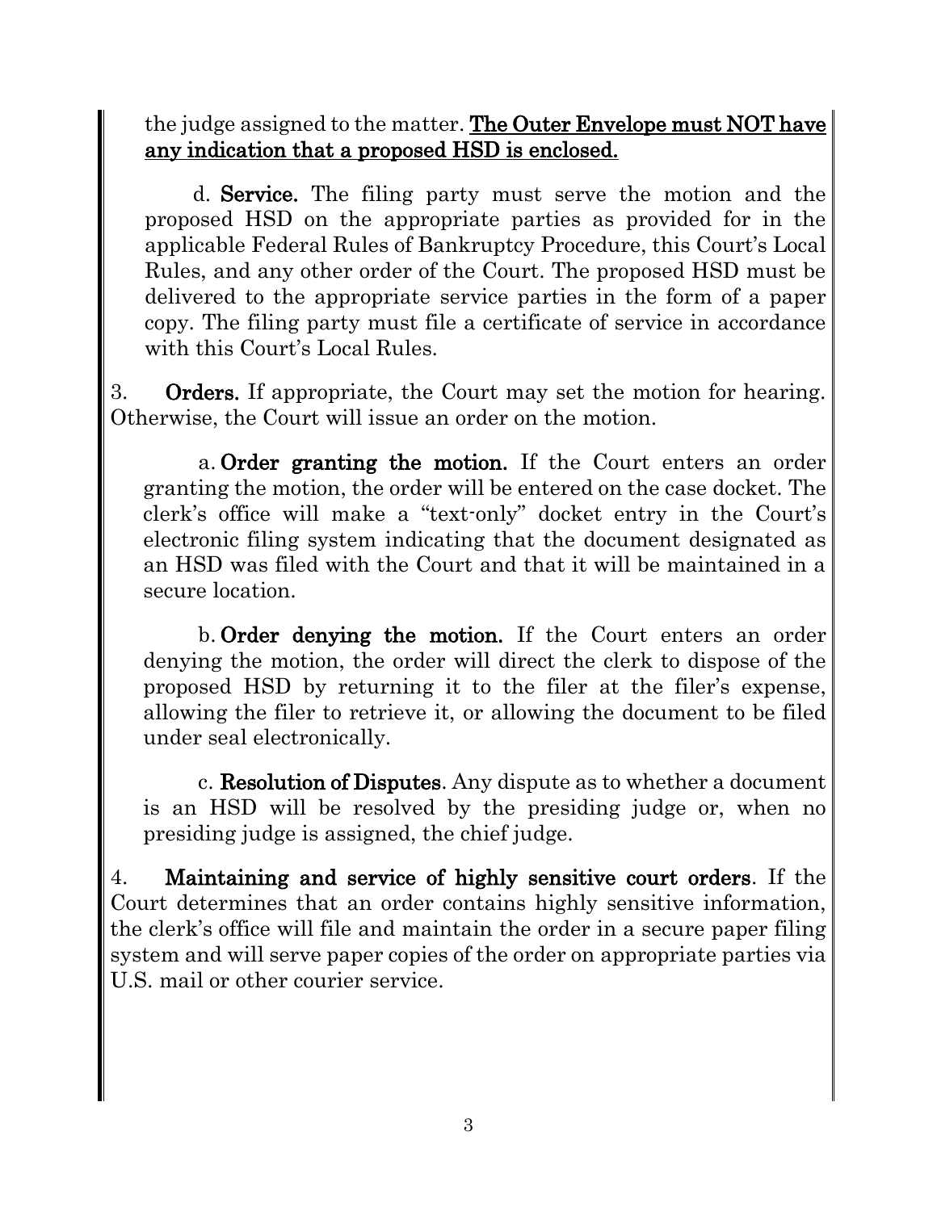the judge assigned to the matter. **The Outer Envelope must NOT have any indication that a proposed HSD is enclosed.**

d. **Service.** The filing party must serve the motion and the proposed HSD on the appropriate parties as provided for in the applicable Federal Rules of Bankruptcy Procedure, this Court's Local Rules, and any other order of the Court. The proposed HSD must be delivered to the appropriate service parties in the form of a paper copy. The filing party must file a certificate of service in accordance with this Court's Local Rules.

3. **Orders.** If appropriate, the Court may set the motion for hearing. Otherwise, the Court will issue an order on the motion.

a. **Order granting the motion.** If the Court enters an order granting the motion, the order will be entered on the case docket. The clerk's office will make a "text-only" docket entry in the Court's electronic filing system indicating that the document designated as an HSD was filed with the Court and that it will be maintained in a secure location.

b. **Order denying the motion.** If the Court enters an order denying the motion, the order will direct the clerk to dispose of the proposed HSD by returning it to the filer at the filer's expense, allowing the filer to retrieve it, or allowing the document to be filed under seal electronically.

c. **Resolution of Disputes**. Any dispute as to whether a document is an HSD will be resolved by the presiding judge or, when no presiding judge is assigned, the chief judge.

4. **Maintaining and service of highly sensitive court orders**. If the Court determines that an order contains highly sensitive information, the clerk's office will file and maintain the order in a secure paper filing system and will serve paper copies of the order on appropriate parties via U.S. mail or other courier service.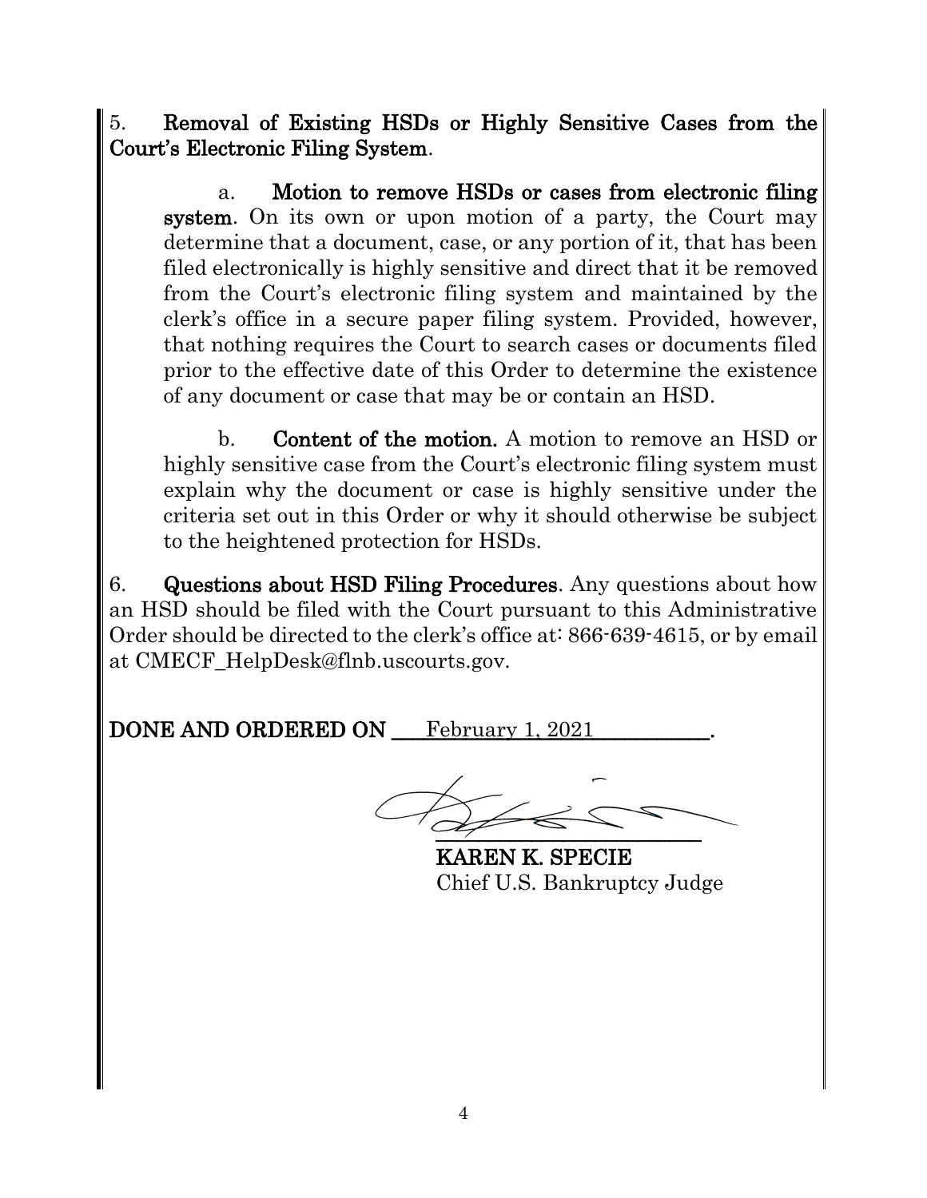5. **Removal of Existing HSDs or Highly Sensitive Cases from the Court's Electronic Filing System**.

a. **Motion to remove HSDs or cases from electronic filing system**. On its own or upon motion of a party, the Court may determine that a document, case, or any portion of it, that has been filed electronically is highly sensitive and direct that it be removed from the Court's electronic filing system and maintained by the clerk's office in a secure paper filing system. Provided, however, that nothing requires the Court to search cases or documents filed prior to the effective date of this Order to determine the existence of any document or case that may be or contain an HSD.

b. **Content of the motion.** A motion to remove an HSD or highly sensitive case from the Court's electronic filing system must explain why the document or case is highly sensitive under the criteria set out in this Order or why it should otherwise be subject to the heightened protection for HSDs.

6. **Questions about HSD Filing Procedures**. Any questions about how an HSD should be filed with the Court pursuant to this Administrative Order should be directed to the clerk's office at: 866-639-4615, or by email at CMECF_HelpDesk@flnb.uscourts.gov.

**DONE AND ORDERED ON** ___February 1, 2021___________.

**KAREN K. SPECIE**
Chief U.S. Bankruptcy Judge